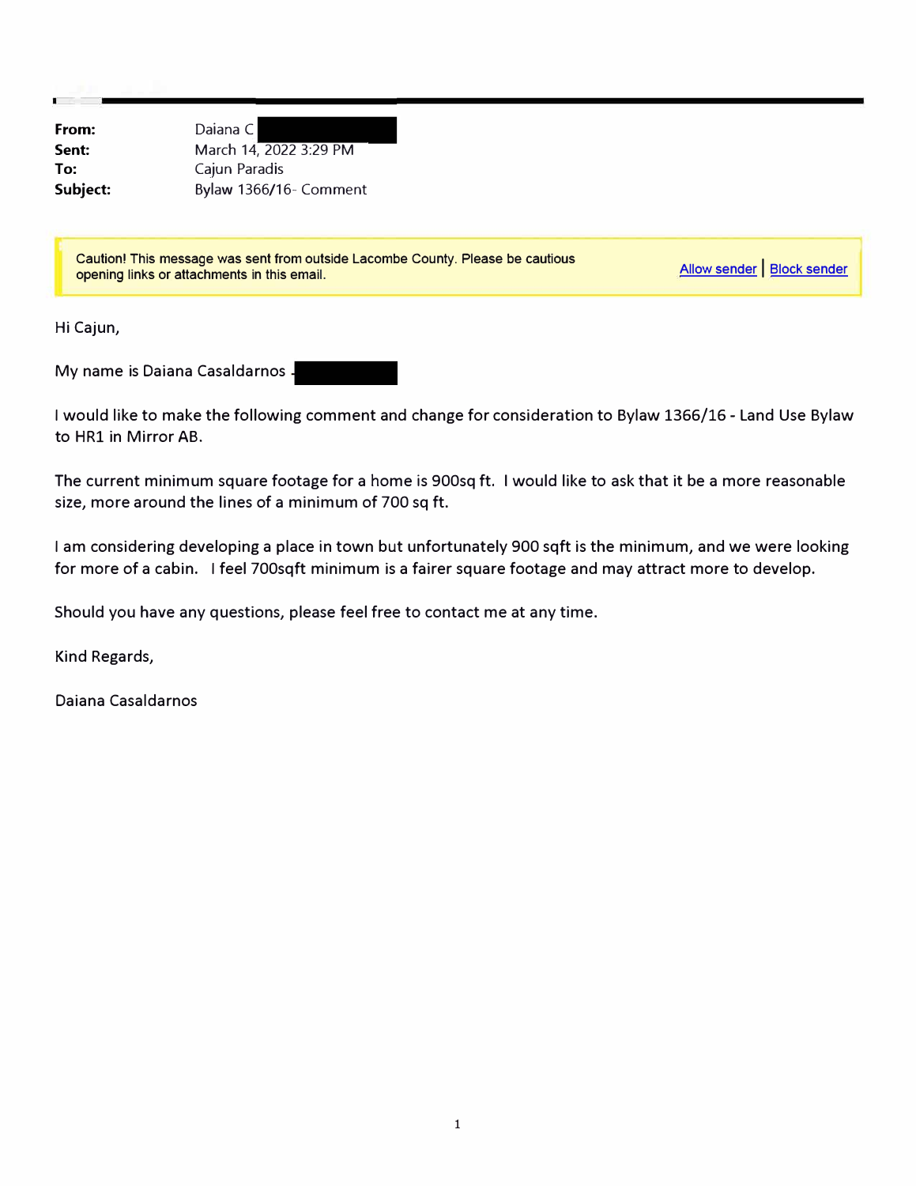**From:** Daiana C

**Sent:** March 14, 2022 3:29 PM

**To:** Cajun Paradis

**Subject:** Bylaw 1366/16- Comment

Caution! This message was sent from outside Lacombe County. Please be cautious opening links or attachments in this email.

Allow sender | Block sender

Hi Cajun,

My name is Daiana Casaldarnos

I would like to make the following comment and change for consideration to Bylaw 1366/16 - Land Use Bylaw to HR1 in Mirror AB.

The current minimum square footage for a home is 900sq ft. I would like to ask that it be a more reasonable size, more around the lines of a minimum of 700 sq ft.

I am considering developing a place in town but unfortunately 900 sqft is the minimum, and we were looking for more of a cabin. I feel 700sqft minimum is a fairer square footage and may attract more to develop.

Should you have any questions, please feel free to contact me at any time.

Kind Regards,

Daiana Casaldarnos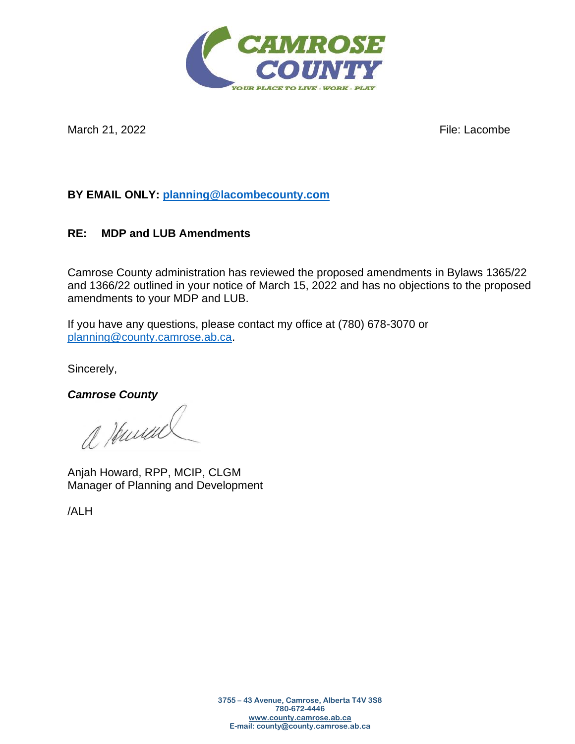CAMROSE COUNTY

YOUR PLACE TO LIVE - WORK - PLAY

March 21, 2022 File: Lacombe

**BY EMAIL ONLY: planning@lacombecounty.com**

**RE: MDP and LUB Amendments**

Camrose County administration has reviewed the proposed amendments in Bylaws 1365/22 and 1366/22 outlined in your notice of March 15, 2022 and has no objections to the proposed amendments to your MDP and LUB.

If you have any questions, please contact my office at (780) 678-3070 or planning@county.camrose.ab.ca.

Sincerely,

***Camrose County***

Anjah Howard, RPP, MCIP, CLGM
Manager of Planning and Development

/ALH

**3755 – 43 Avenue, Camrose, Alberta T4V 3S8**
**780-672-4446**
**www.county.camrose.ab.ca**
**E-mail: county@county.camrose.ab.ca**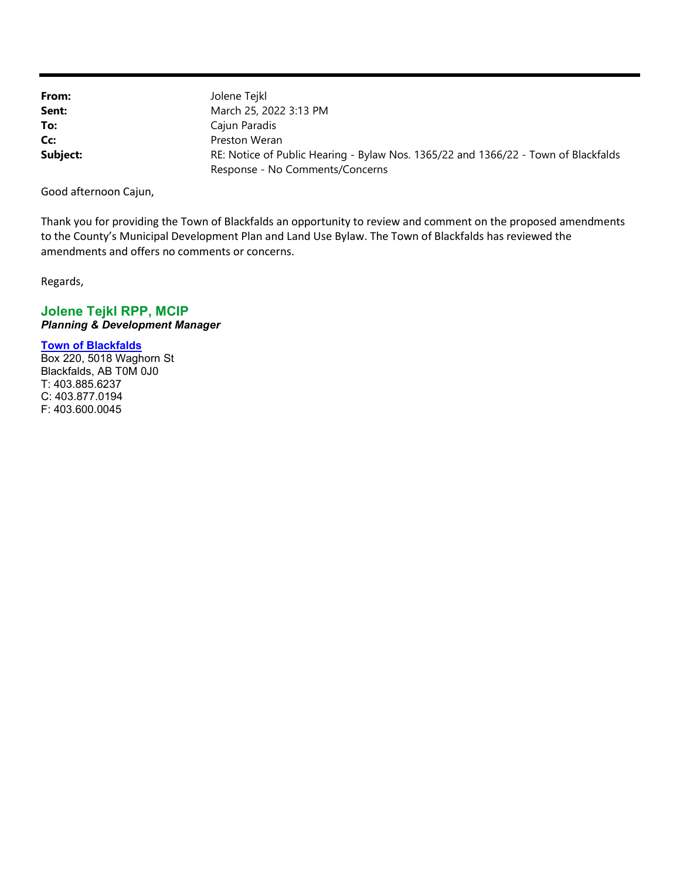| | |
|---|---|
| **From:** | Jolene Tejkl |
| **Sent:** | March 25, 2022 3:13 PM |
| **To:** | Cajun Paradis |
| **Cc:** | Preston Weran |
| **Subject:** | RE: Notice of Public Hearing - Bylaw Nos. 1365/22 and 1366/22 - Town of Blackfalds Response - No Comments/Concerns |

Good afternoon Cajun,

Thank you for providing the Town of Blackfalds an opportunity to review and comment on the proposed amendments to the County's Municipal Development Plan and Land Use Bylaw. The Town of Blackfalds has reviewed the amendments and offers no comments or concerns.

Regards,

**Jolene Tejkl RPP, MCIP**
***Planning & Development Manager***

**Town of Blackfalds**
Box 220, 5018 Waghorn St
Blackfalds, AB T0M 0J0
T: 403.885.6237
C: 403.877.0194
F: 403.600.0045